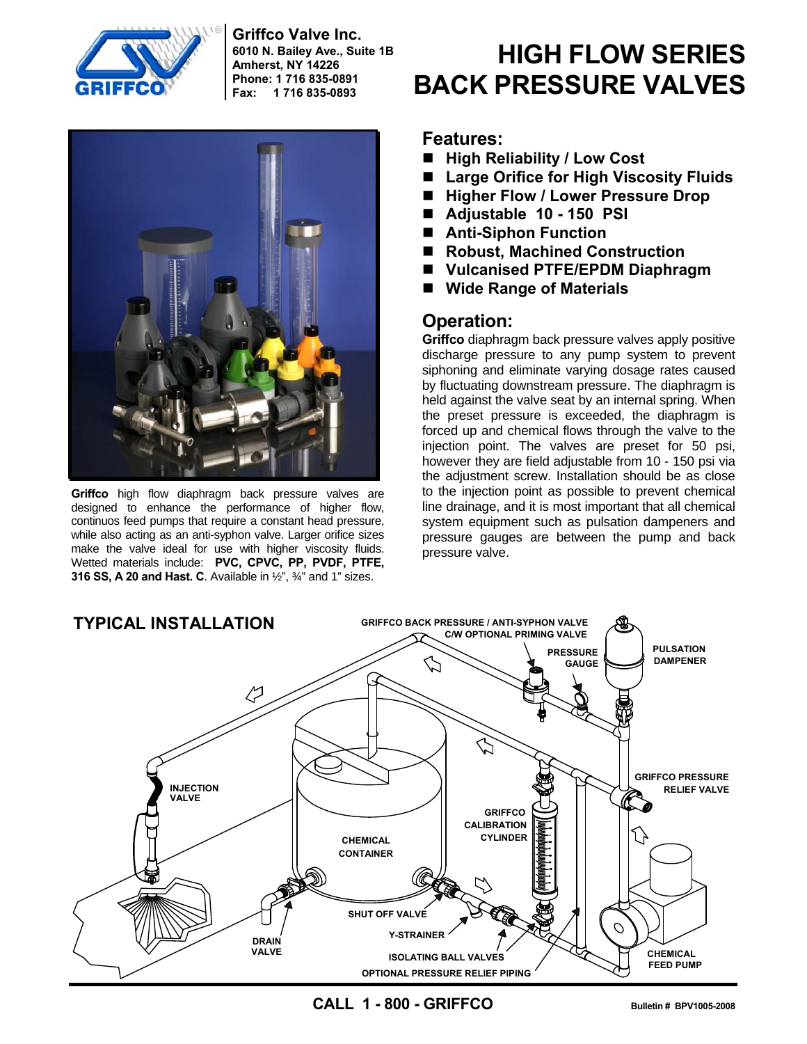Griffco Valve Inc.
6010 N. Bailey Ave., Suite 1B
Amherst, NY 14226
Phone: 1 716 835-0891
Fax: 1 716 835-0893

# HIGH FLOW SERIES BACK PRESSURE VALVES

**Griffco** high flow diaphragm back pressure valves are designed to enhance the performance of higher flow, continuos feed pumps that require a constant head pressure, while also acting as an anti-syphon valve. Larger orifice sizes make the valve ideal for use with higher viscosity fluids. Wetted materials include: **PVC, CPVC, PP, PVDF, PTFE, 316 SS, A 20 and Hast. C**. Available in ½", ¾" and 1" sizes.

## Features:

- **High Reliability / Low Cost**
- **Large Orifice for High Viscosity Fluids**
- **Higher Flow / Lower Pressure Drop**
- **Adjustable 10 - 150 PSI**
- **Anti-Siphon Function**
- **Robust, Machined Construction**
- **Vulcanised PTFE/EPDM Diaphragm**
- **Wide Range of Materials**

## Operation:

**Griffco** diaphragm back pressure valves apply positive discharge pressure to any pump system to prevent siphoning and eliminate varying dosage rates caused by fluctuating downstream pressure. The diaphragm is held against the valve seat by an internal spring. When the preset pressure is exceeded, the diaphragm is forced up and chemical flows through the valve to the injection point. The valves are preset for 50 psi, however they are field adjustable from 10 - 150 psi via the adjustment screw. Installation should be as close to the injection point as possible to prevent chemical line drainage, and it is most important that all chemical system equipment such as pulsation dampeners and pressure gauges are between the pump and back pressure valve.

## TYPICAL INSTALLATION

GRIFFCO BACK PRESSURE / ANTI-SYPHON VALVE C/W OPTIONAL PRIMING VALVE

PRESSURE GAUGE

PULSATION DAMPENER

INJECTION VALVE

GRIFFCO PRESSURE RELIEF VALVE

GRIFFCO CALIBRATION CYLINDER

CHEMICAL CONTAINER

SHUT OFF VALVE

Y-STRAINER

DRAIN VALVE

ISOLATING BALL VALVES

OPTIONAL PRESSURE RELIEF PIPING

CHEMICAL FEED PUMP

**CALL 1 - 800 - GRIFFCO**

Bulletin # BPV1005-2008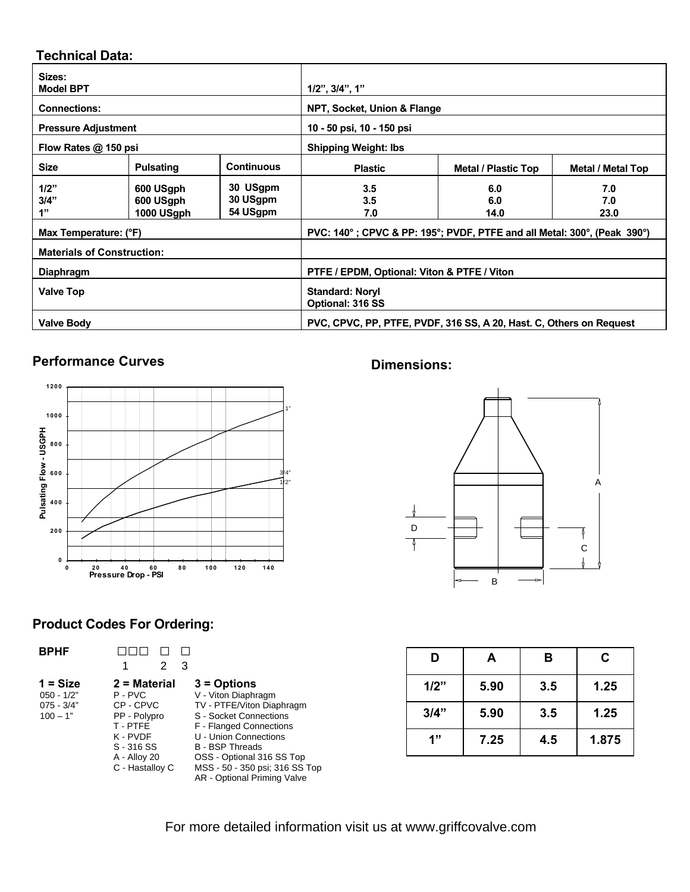## Technical Data:

| | | | | | |
|---|---|---|---|---|---|
| **Sizes:** **Model BPT** | | | **1/2", 3/4", 1"** | | |
| **Connections:** | | | **NPT, Socket, Union & Flange** | | |
| **Pressure Adjustment** | | | **10 - 50 psi, 10 - 150 psi** | | |
| **Flow Rates @ 150 psi** | | | **Shipping Weight: lbs** | | |
| **Size** | **Pulsating** | **Continuous** | **Plastic** | **Metal / Plastic Top** | **Metal / Metal Top** |
| **1/2"** **3/4"** **1"** | **600 USgph** **600 USgph** **1000 USgph** | **30 USgpm** **30 USgpm** **54 USgpm** | **3.5** **3.5** **7.0** | **6.0** **6.0** **14.0** | **7.0** **7.0** **23.0** |
| **Max Temperature: (°F)** | | | **PVC: 140° ; CPVC & PP: 195°; PVDF, PTFE and all Metal: 300°, (Peak 390°)** | | |
| **Materials of Construction:** | | | | | |
| **Diaphragm** | | | **PTFE / EPDM, Optional: Viton & PTFE / Viton** | | |
| **Valve Top** | | | **Standard: Noryl** **Optional: 316 SS** | | |
| **Valve Body** | | | **PVC, CPVC, PP, PTFE, PVDF, 316 SS, A 20, Hast. C, Others on Request** | | |

## Performance Curves

Pulsating Flow - USGPH

0
200
400
600
800
1000
1200

Pressure Drop - PSI

0 20 40 60 80 100 120 140

1"
3/4"
1/2"

## Dimensions:

A
B
C
D

| D | A | B | C |
|---|---|---|---|
| 1/2" | 5.90 | 3.5 | 1.25 |
| 3/4" | 5.90 | 3.5 | 1.25 |
| 1" | 7.25 | 4.5 | 1.875 |

## Product Codes For Ordering:

**BPHF** □□□ □ □
1 2 3

**1 = Size**
- 050 - 1/2"
- 075 - 3/4"
- 100 – 1"

**2 = Material**
- P - PVC
- CP - CPVC
- PP - Polypro
- T - PTFE
- K - PVDF
- S - 316 SS
- A - Alloy 20
- C - Hastalloy C

**3 = Options**
- V - Viton Diaphragm
- TV - PTFE/Viton Diaphragm
- S - Socket Connections
- F - Flanged Connections
- U - Union Connections
- B - BSP Threads
- OSS - Optional 316 SS Top
- MSS - 50 - 350 psi; 316 SS Top
- AR - Optional Priming Valve

For more detailed information visit us at www.griffcovalve.com